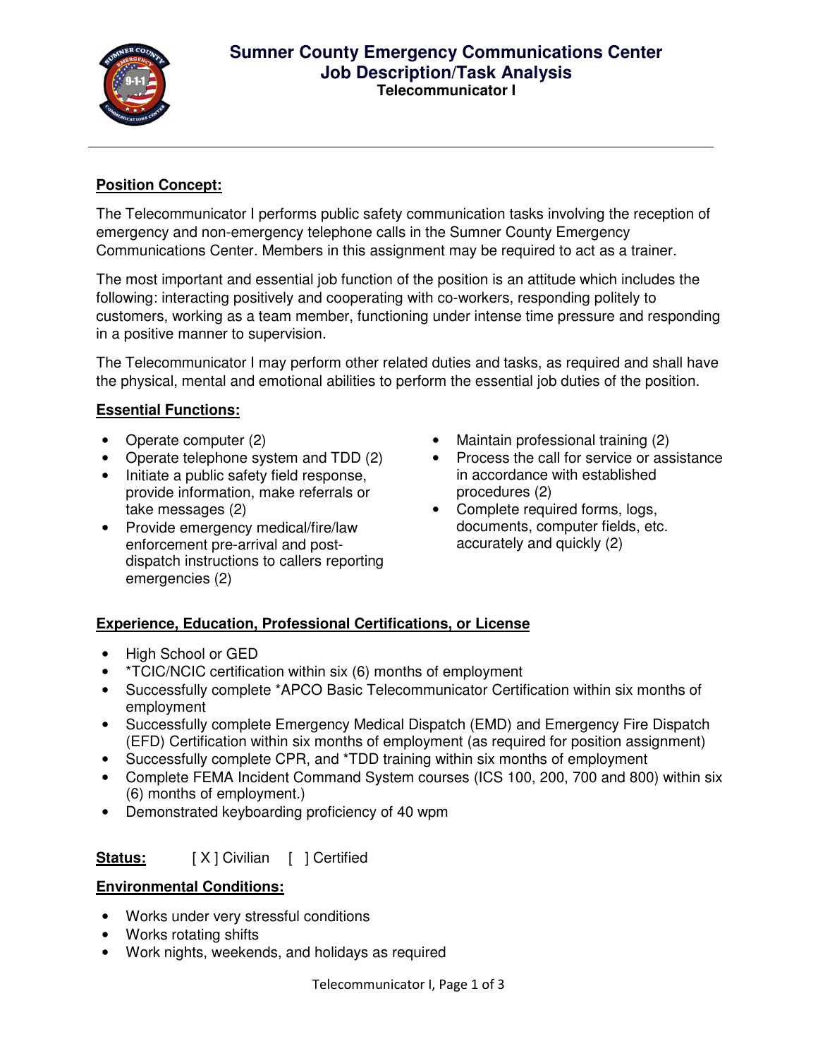# Sumner County Emergency Communications Center
## Job Description/Task Analysis
### Telecommunicator I

---

**Position Concept:**

The Telecommunicator I performs public safety communication tasks involving the reception of emergency and non-emergency telephone calls in the Sumner County Emergency Communications Center. Members in this assignment may be required to act as a trainer.

The most important and essential job function of the position is an attitude which includes the following: interacting positively and cooperating with co-workers, responding politely to customers, working as a team member, functioning under intense time pressure and responding in a positive manner to supervision.

The Telecommunicator I may perform other related duties and tasks, as required and shall have the physical, mental and emotional abilities to perform the essential job duties of the position.

**Essential Functions:**

- Operate computer (2)
- Operate telephone system and TDD (2)
- Initiate a public safety field response, provide information, make referrals or take messages (2)
- Provide emergency medical/fire/law enforcement pre-arrival and post-dispatch instructions to callers reporting emergencies (2)
- Maintain professional training (2)
- Process the call for service or assistance in accordance with established procedures (2)
- Complete required forms, logs, documents, computer fields, etc. accurately and quickly (2)

**Experience, Education, Professional Certifications, or License**

- High School or GED
- *TCIC/NCIC certification within six (6) months of employment
- Successfully complete *APCO Basic Telecommunicator Certification within six months of employment
- Successfully complete Emergency Medical Dispatch (EMD) and Emergency Fire Dispatch (EFD) Certification within six months of employment (as required for position assignment)
- Successfully complete CPR, and *TDD training within six months of employment
- Complete FEMA Incident Command System courses (ICS 100, 200, 700 and 800) within six (6) months of employment.)
- Demonstrated keyboarding proficiency of 40 wpm

**Status:** [ X ] Civilian [ ] Certified

**Environmental Conditions:**

- Works under very stressful conditions
- Works rotating shifts
- Work nights, weekends, and holidays as required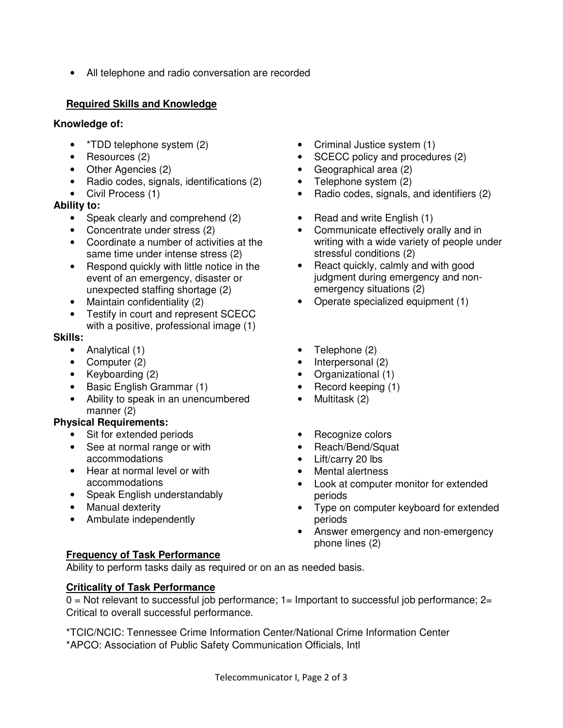- All telephone and radio conversation are recorded

## Required Skills and Knowledge

**Knowledge of:**

- *TDD telephone system (2)
- Resources (2)
- Other Agencies (2)
- Radio codes, signals, identifications (2)
- Civil Process (1)
- Criminal Justice system (1)
- SCECC policy and procedures (2)
- Geographical area (2)
- Telephone system (2)
- Radio codes, signals, and identifiers (2)

**Ability to:**

- Speak clearly and comprehend (2)
- Concentrate under stress (2)
- Coordinate a number of activities at the same time under intense stress (2)
- Respond quickly with little notice in the event of an emergency, disaster or unexpected staffing shortage (2)
- Maintain confidentiality (2)
- Testify in court and represent SCECC with a positive, professional image (1)
- Read and write English (1)
- Communicate effectively orally and in writing with a wide variety of people under stressful conditions (2)
- React quickly, calmly and with good judgment during emergency and non-emergency situations (2)
- Operate specialized equipment (1)

**Skills:**

- Analytical (1)
- Computer (2)
- Keyboarding (2)
- Basic English Grammar (1)
- Ability to speak in an unencumbered manner (2)
- Telephone (2)
- Interpersonal (2)
- Organizational (1)
- Record keeping (1)
- Multitask (2)

**Physical Requirements:**

- Sit for extended periods
- See at normal range or with accommodations
- Hear at normal level or with accommodations
- Speak English understandably
- Manual dexterity
- Ambulate independently
- Recognize colors
- Reach/Bend/Squat
- Lift/carry 20 lbs
- Mental alertness
- Look at computer monitor for extended periods
- Type on computer keyboard for extended periods
- Answer emergency and non-emergency phone lines (2)

## Frequency of Task Performance

Ability to perform tasks daily as required or on an as needed basis.

## Criticality of Task Performance

0 = Not relevant to successful job performance; 1= Important to successful job performance; 2= Critical to overall successful performance.

*TCIC/NCIC: Tennessee Crime Information Center/National Crime Information Center
*APCO: Association of Public Safety Communication Officials, Intl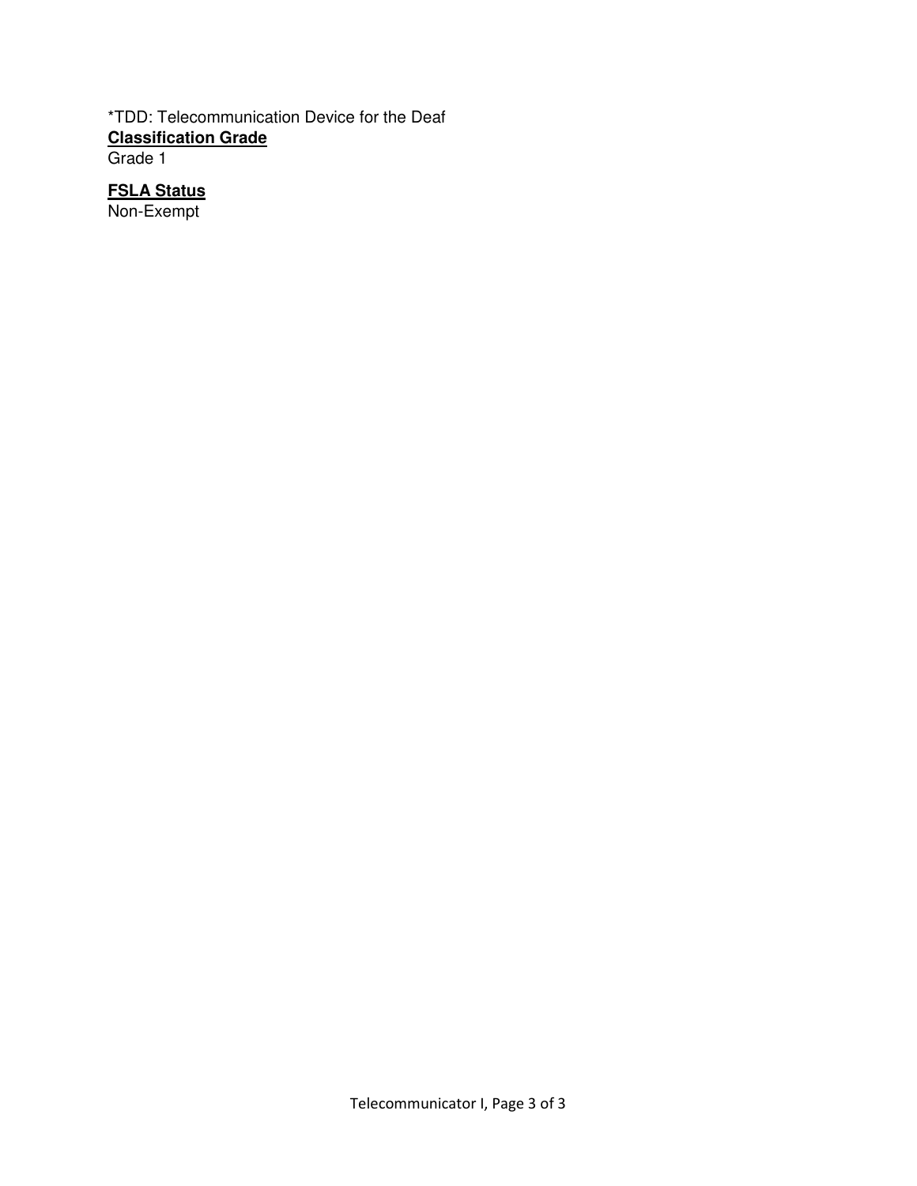*TDD: Telecommunication Device for the Deaf

**Classification Grade**

Grade 1

**FSLA Status**

Non-Exempt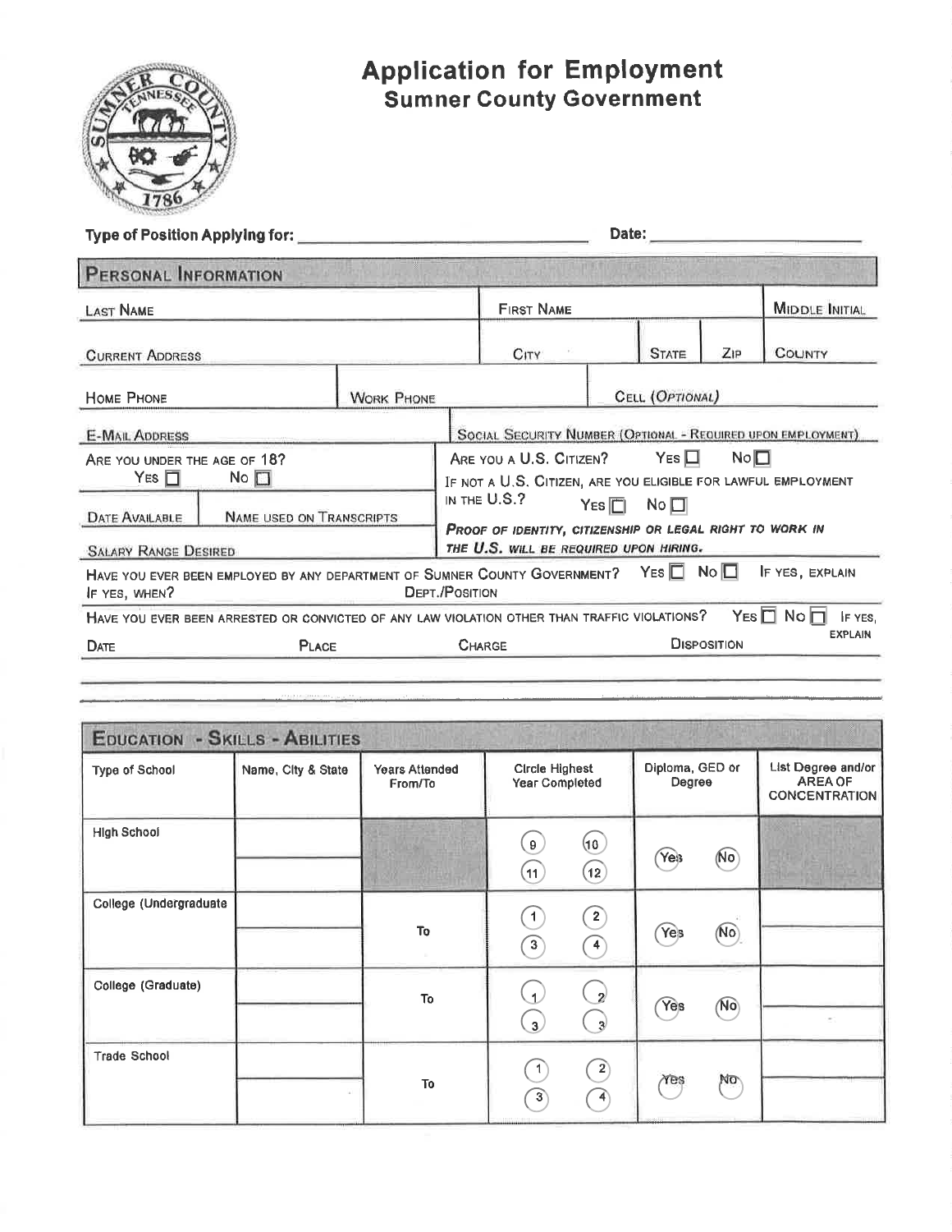# Application for Employment

## Sumner County Government

**Type of Position Applying for:** ______________________________ **Date:** ____________________

## PERSONAL INFORMATION

| LAST NAME | | FIRST NAME | | | MIDDLE INITIAL |
|---|---|---|---|---|---|
| CURRENT ADDRESS | | CITY | STATE | ZIP | COUNTY |
| HOME PHONE | WORK PHONE | | CELL (*OPTIONAL*) | | |
| E-MAIL ADDRESS | | SOCIAL SECURITY NUMBER (OPTIONAL - REQUIRED UPON EMPLOYMENT) | | | |

ARE YOU UNDER THE AGE OF 18? YES ☐ NO ☐

ARE YOU A U.S. CITIZEN? YES ☐ NO ☐

IF NOT A U.S. CITIZEN, ARE YOU ELIGIBLE FOR LAWFUL EMPLOYMENT IN THE U.S.? YES ☐ NO ☐

DATE AVAILABLE | NAME USED ON TRANSCRIPTS

SALARY RANGE DESIRED

***PROOF OF IDENTITY, CITIZENSHIP OR LEGAL RIGHT TO WORK IN THE U.S. WILL BE REQUIRED UPON HIRING.***

HAVE YOU EVER BEEN EMPLOYED BY ANY DEPARTMENT OF SUMNER COUNTY GOVERNMENT? YES ☐ NO ☐ IF YES, EXPLAIN

IF YES, WHEN? DEPT./POSITION

HAVE YOU EVER BEEN ARRESTED OR CONVICTED OF ANY LAW VIOLATION OTHER THAN TRAFFIC VIOLATIONS? YES ☐ NO ☐ IF YES, EXPLAIN

| DATE | PLACE | CHARGE | DISPOSITION |
|---|---|---|---|
| | | | |

## EDUCATION - SKILLS - ABILITIES

| Type of School | Name, City & State | Years Attended From/To | Circle Highest Year Completed | Diploma, GED or Degree | List Degree and/or AREA OF CONCENTRATION |
|---|---|---|---|---|---|
| High School | | | 9 10 11 12 | Yes No | |
| College (Undergraduate | | To | 1 2 3 4 | Yes No | |
| College (Graduate) | | To | 1 2 3 3 | Yes No | |
| Trade School | | To | 1 2 3 4 | Yes No | |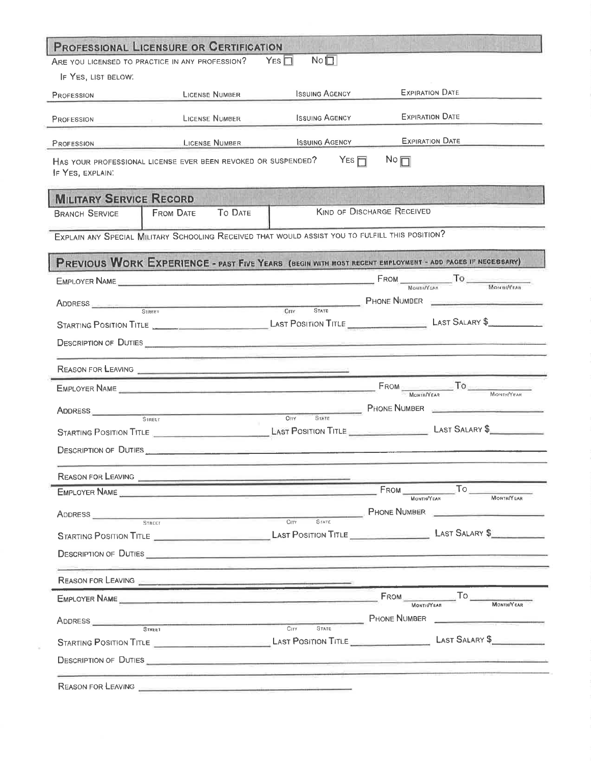## Professional Licensure or Certification

Are you licensed to practice in any profession? Yes ☐ No ☐

If Yes, list below:

| Profession | License Number | Issuing Agency | Expiration Date |
|---|---|---|---|
| Profession | License Number | Issuing Agency | Expiration Date |
| Profession | License Number | Issuing Agency | Expiration Date |

Has your professional license ever been revoked or suspended? Yes ☐ No ☐

If Yes, explain:

## Military Service Record

| Branch Service | From Date | To Date | Kind of Discharge Received |
|---|---|---|---|
| | | | |

Explain any special military schooling received that would assist you to fulfill this position?

## Previous Work Experience - Past Five Years (Begin with most recent employment - add pages if necessary)

Employer Name ____________________ From ________ (Month/Year) To ________ (Month/Year)

Address ____________________ (Street) (City) (State) Phone Number ____________

Starting Position Title ____________ Last Position Title ____________ Last Salary $ ________

Description of Duties ____________________

Reason for Leaving ____________________

---

Employer Name ____________________ From ________ (Month/Year) To ________ (Month/Year)

Address ____________________ (Street) (City) (State) Phone Number ____________

Starting Position Title ____________ Last Position Title ____________ Last Salary $ ________

Description of Duties ____________________

Reason for Leaving ____________________

---

Employer Name ____________________ From ________ (Month/Year) To ________ (Month/Year)

Address ____________________ (Street) (City) (State) Phone Number ____________

Starting Position Title ____________ Last Position Title ____________ Last Salary $ ________

Description of Duties ____________________

Reason for Leaving ____________________

---

Employer Name ____________________ From ________ (Month/Year) To ________ (Month/Year)

Address ____________________ (Street) (City) (State) Phone Number ____________

Starting Position Title ____________ Last Position Title ____________ Last Salary $ ________

Description of Duties ____________________

Reason for Leaving ____________________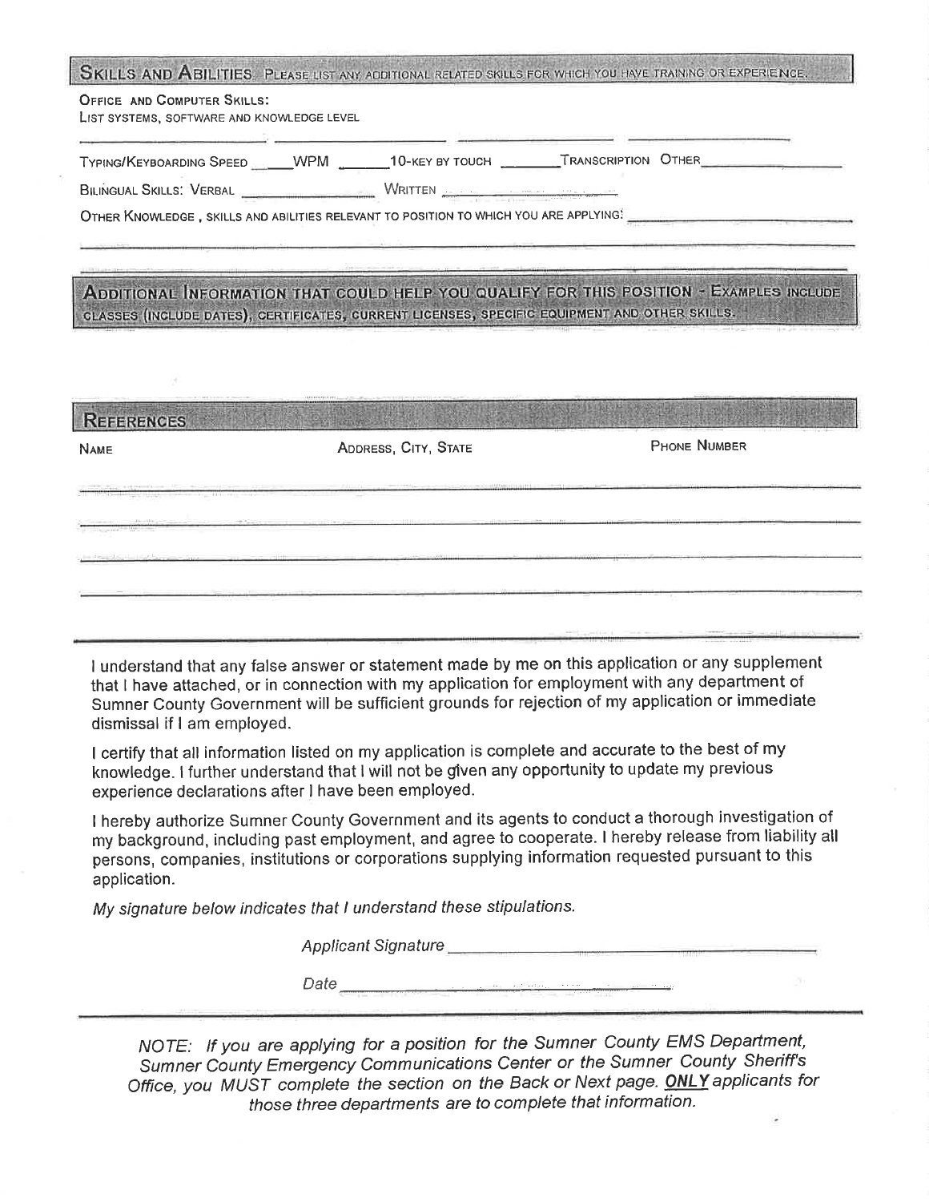## Skills and Abilities

Please list any additional related skills for which you have training or experience.

**Office and Computer Skills:**

List systems, software and knowledge level

______________ ______________ ______________ ______________

Typing/Keyboarding Speed _____ WPM _______ 10-key by touch _______ Transcription Other ______________

Bilingual Skills: Verbal ______________ Written ______________

Other Knowledge, skills and abilities relevant to position to which you are applying: ______________

______________________________________________________________

## Additional Information that could help you qualify for this position

Examples include classes (include dates), certificates, current licenses, specific equipment and other skills.

## References

| Name | Address, City, State | Phone Number |
| --- | --- | --- |
| | | |
| | | |
| | | |
| | | |

I understand that any false answer or statement made by me on this application or any supplement that I have attached, or in connection with my application for employment with any department of Sumner County Government will be sufficient grounds for rejection of my application or immediate dismissal if I am employed.

I certify that all information listed on my application is complete and accurate to the best of my knowledge. I further understand that I will not be given any opportunity to update my previous experience declarations after I have been employed.

I hereby authorize Sumner County Government and its agents to conduct a thorough investigation of my background, including past employment, and agree to cooperate. I hereby release from liability all persons, companies, institutions or corporations supplying information requested pursuant to this application.

*My signature below indicates that I understand these stipulations.*

*Applicant Signature* ______________________________

*Date* ______________________________

*NOTE: If you are applying for a position for the Sumner County EMS Department, Sumner County Emergency Communications Center or the Sumner County Sheriff's Office, you MUST complete the section on the Back or Next page. **ONLY** applicants for those three departments are to complete that information.*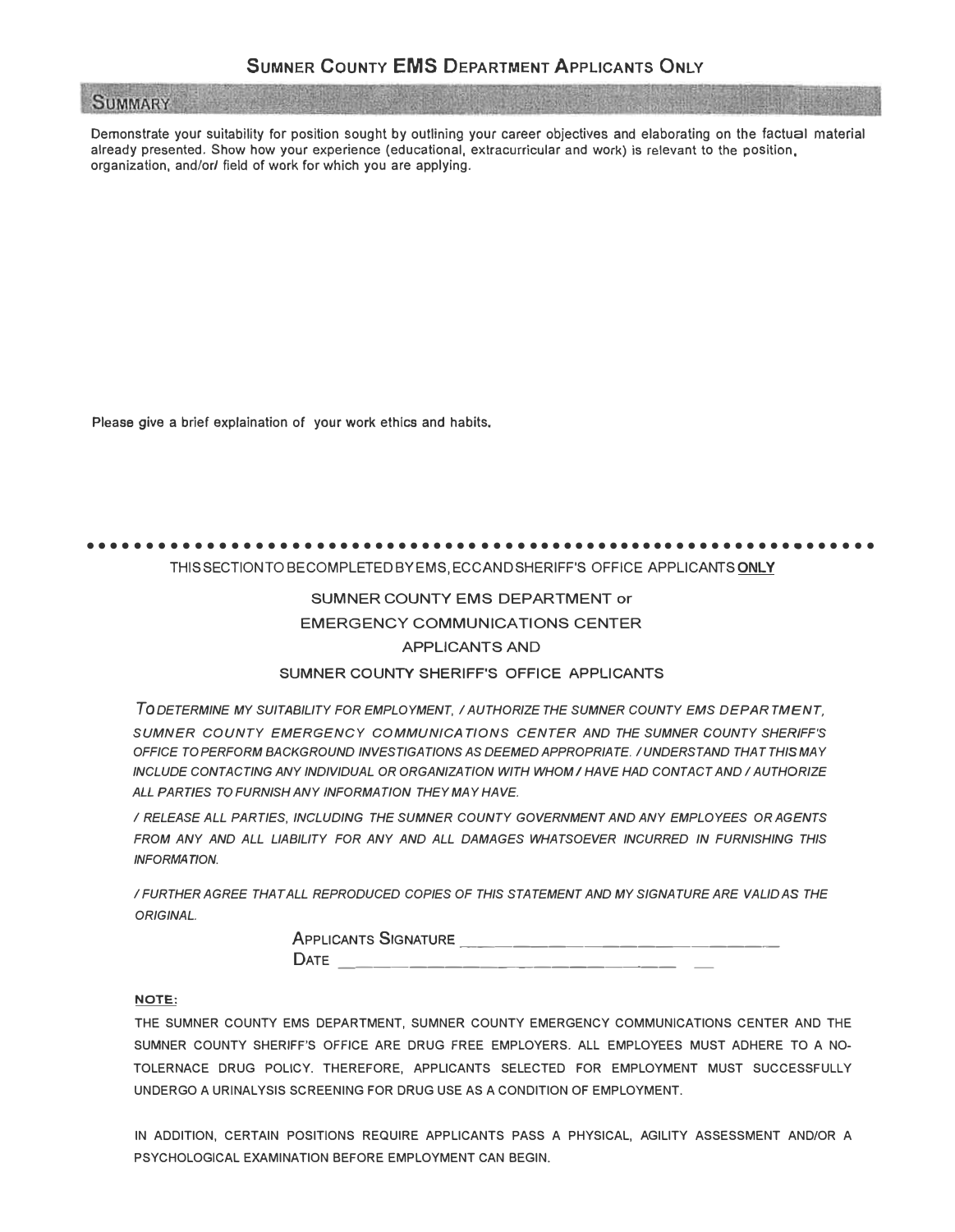# Sumner County EMS Department Applicants Only

## Summary

Demonstrate your suitability for position sought by outlining your career objectives and elaborating on the factual material already presented. Show how your experience (educational, extracurricular and work) is relevant to the position, organization, and/or/ field of work for which you are applying.

Please give a brief explaination of your work ethics and habits.

---

THIS SECTION TO BE COMPLETED BY EMS, ECC AND SHERIFF'S OFFICE APPLICANTS **ONLY**

SUMNER COUNTY EMS DEPARTMENT or
EMERGENCY COMMUNICATIONS CENTER
APPLICANTS AND
SUMNER COUNTY SHERIFF'S OFFICE APPLICANTS

*TO DETERMINE MY SUITABILITY FOR EMPLOYMENT, I AUTHORIZE THE SUMNER COUNTY EMS DEPARTMENT, SUMNER COUNTY EMERGENCY COMMUNICATIONS CENTER AND THE SUMNER COUNTY SHERIFF'S OFFICE TO PERFORM BACKGROUND INVESTIGATIONS AS DEEMED APPROPRIATE. I UNDERSTAND THAT THIS MAY INCLUDE CONTACTING ANY INDIVIDUAL OR ORGANIZATION WITH WHOM I HAVE HAD CONTACT AND I AUTHORIZE ALL PARTIES TO FURNISH ANY INFORMATION THEY MAY HAVE.*

*I RELEASE ALL PARTIES, INCLUDING THE SUMNER COUNTY GOVERNMENT AND ANY EMPLOYEES OR AGENTS FROM ANY AND ALL LIABILITY FOR ANY AND ALL DAMAGES WHATSOEVER INCURRED IN FURNISHING THIS INFORMATION.*

*I FURTHER AGREE THAT ALL REPRODUCED COPIES OF THIS STATEMENT AND MY SIGNATURE ARE VALID AS THE ORIGINAL.*

APPLICANTS SIGNATURE ________________________________

DATE ________________________________

**NOTE:**

THE SUMNER COUNTY EMS DEPARTMENT, SUMNER COUNTY EMERGENCY COMMUNICATIONS CENTER AND THE SUMNER COUNTY SHERIFF'S OFFICE ARE DRUG FREE EMPLOYERS. ALL EMPLOYEES MUST ADHERE TO A NO-TOLERNACE DRUG POLICY. THEREFORE, APPLICANTS SELECTED FOR EMPLOYMENT MUST SUCCESSFULLY UNDERGO A URINALYSIS SCREENING FOR DRUG USE AS A CONDITION OF EMPLOYMENT.

IN ADDITION, CERTAIN POSITIONS REQUIRE APPLICANTS PASS A PHYSICAL, AGILITY ASSESSMENT AND/OR A PSYCHOLOGICAL EXAMINATION BEFORE EMPLOYMENT CAN BEGIN.